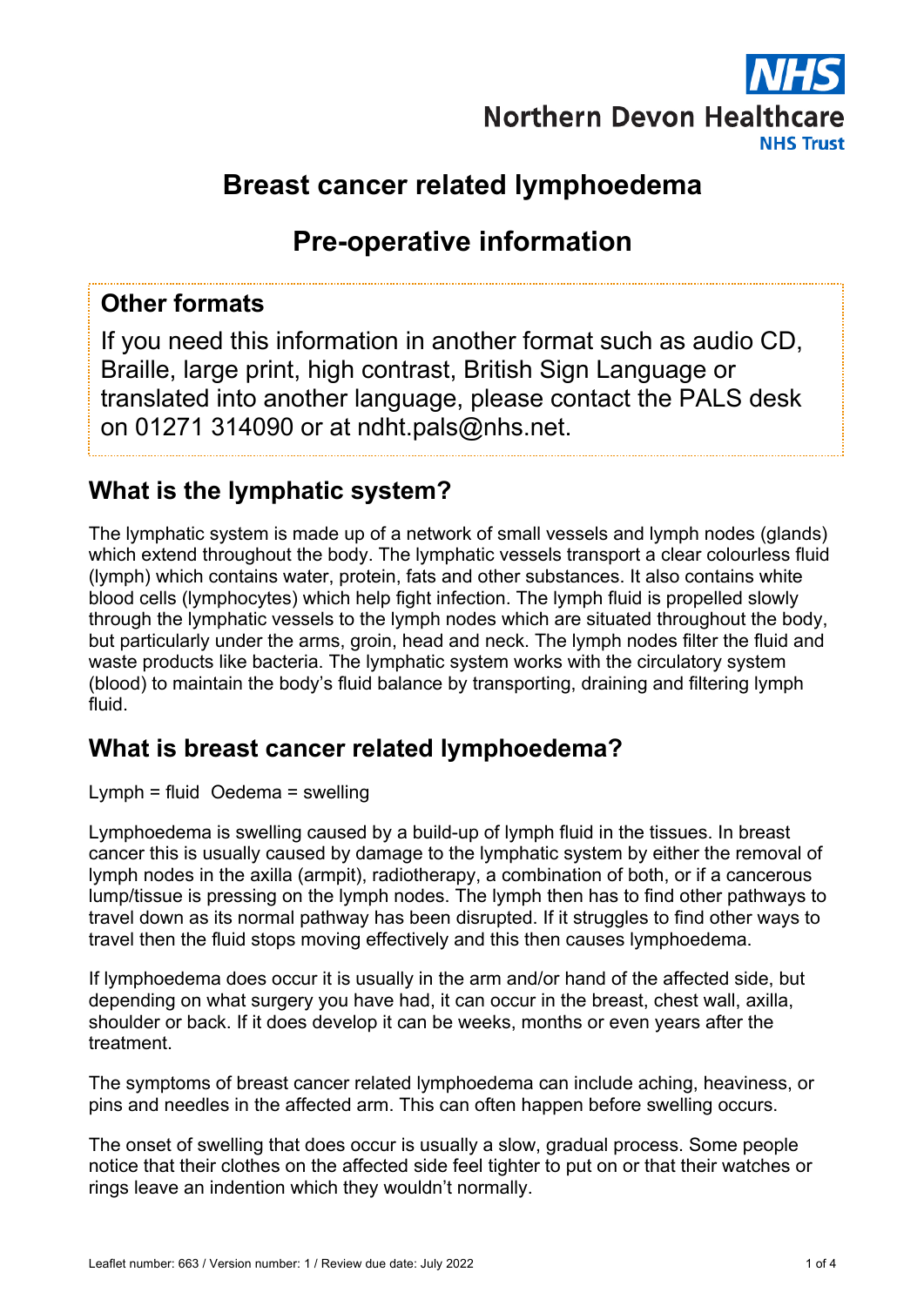NHS
Northern Devon Healthcare
NHS Trust

# Breast cancer related lymphoedema

# Pre-operative information

**Other formats**

If you need this information in another format such as audio CD, Braille, large print, high contrast, British Sign Language or translated into another language, please contact the PALS desk on 01271 314090 or at ndht.pals@nhs.net.

## What is the lymphatic system?

The lymphatic system is made up of a network of small vessels and lymph nodes (glands) which extend throughout the body. The lymphatic vessels transport a clear colourless fluid (lymph) which contains water, protein, fats and other substances. It also contains white blood cells (lymphocytes) which help fight infection. The lymph fluid is propelled slowly through the lymphatic vessels to the lymph nodes which are situated throughout the body, but particularly under the arms, groin, head and neck. The lymph nodes filter the fluid and waste products like bacteria. The lymphatic system works with the circulatory system (blood) to maintain the body's fluid balance by transporting, draining and filtering lymph fluid.

## What is breast cancer related lymphoedema?

Lymph = fluid  Oedema = swelling

Lymphoedema is swelling caused by a build-up of lymph fluid in the tissues. In breast cancer this is usually caused by damage to the lymphatic system by either the removal of lymph nodes in the axilla (armpit), radiotherapy, a combination of both, or if a cancerous lump/tissue is pressing on the lymph nodes. The lymph then has to find other pathways to travel down as its normal pathway has been disrupted. If it struggles to find other ways to travel then the fluid stops moving effectively and this then causes lymphoedema.

If lymphoedema does occur it is usually in the arm and/or hand of the affected side, but depending on what surgery you have had, it can occur in the breast, chest wall, axilla, shoulder or back. If it does develop it can be weeks, months or even years after the treatment.

The symptoms of breast cancer related lymphoedema can include aching, heaviness, or pins and needles in the affected arm. This can often happen before swelling occurs.

The onset of swelling that does occur is usually a slow, gradual process. Some people notice that their clothes on the affected side feel tighter to put on or that their watches or rings leave an indention which they wouldn't normally.

Leaflet number: 663 / Version number: 1 / Review due date: July 2022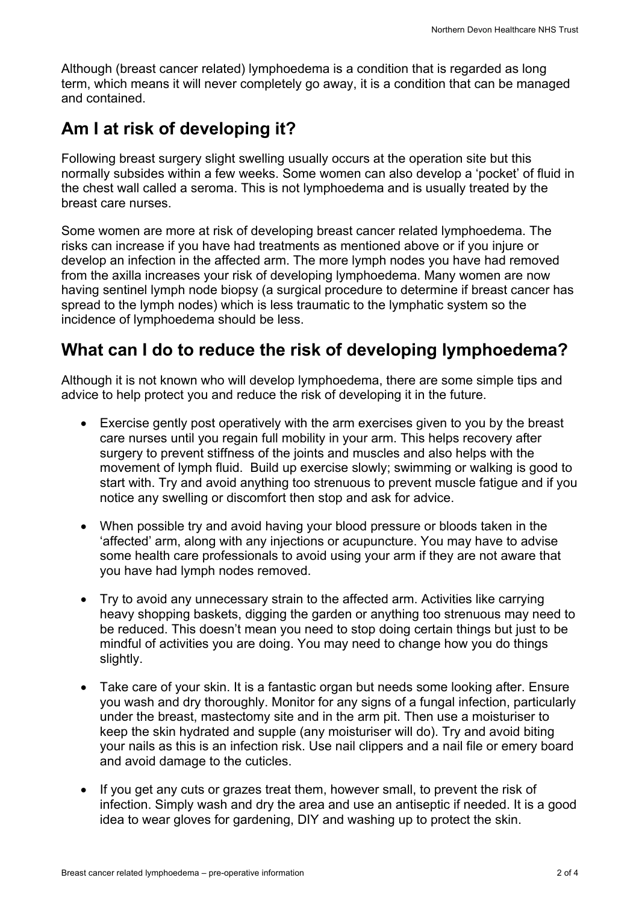Although (breast cancer related) lymphoedema is a condition that is regarded as long term, which means it will never completely go away, it is a condition that can be managed and contained.

## Am I at risk of developing it?

Following breast surgery slight swelling usually occurs at the operation site but this normally subsides within a few weeks. Some women can also develop a 'pocket' of fluid in the chest wall called a seroma. This is not lymphoedema and is usually treated by the breast care nurses.

Some women are more at risk of developing breast cancer related lymphoedema. The risks can increase if you have had treatments as mentioned above or if you injure or develop an infection in the affected arm. The more lymph nodes you have had removed from the axilla increases your risk of developing lymphoedema. Many women are now having sentinel lymph node biopsy (a surgical procedure to determine if breast cancer has spread to the lymph nodes) which is less traumatic to the lymphatic system so the incidence of lymphoedema should be less.

## What can I do to reduce the risk of developing lymphoedema?

Although it is not known who will develop lymphoedema, there are some simple tips and advice to help protect you and reduce the risk of developing it in the future.

- Exercise gently post operatively with the arm exercises given to you by the breast care nurses until you regain full mobility in your arm. This helps recovery after surgery to prevent stiffness of the joints and muscles and also helps with the movement of lymph fluid. Build up exercise slowly; swimming or walking is good to start with. Try and avoid anything too strenuous to prevent muscle fatigue and if you notice any swelling or discomfort then stop and ask for advice.

- When possible try and avoid having your blood pressure or bloods taken in the 'affected' arm, along with any injections or acupuncture. You may have to advise some health care professionals to avoid using your arm if they are not aware that you have had lymph nodes removed.

- Try to avoid any unnecessary strain to the affected arm. Activities like carrying heavy shopping baskets, digging the garden or anything too strenuous may need to be reduced. This doesn't mean you need to stop doing certain things but just to be mindful of activities you are doing. You may need to change how you do things slightly.

- Take care of your skin. It is a fantastic organ but needs some looking after. Ensure you wash and dry thoroughly. Monitor for any signs of a fungal infection, particularly under the breast, mastectomy site and in the arm pit. Then use a moisturiser to keep the skin hydrated and supple (any moisturiser will do). Try and avoid biting your nails as this is an infection risk. Use nail clippers and a nail file or emery board and avoid damage to the cuticles.

- If you get any cuts or grazes treat them, however small, to prevent the risk of infection. Simply wash and dry the area and use an antiseptic if needed. It is a good idea to wear gloves for gardening, DIY and washing up to protect the skin.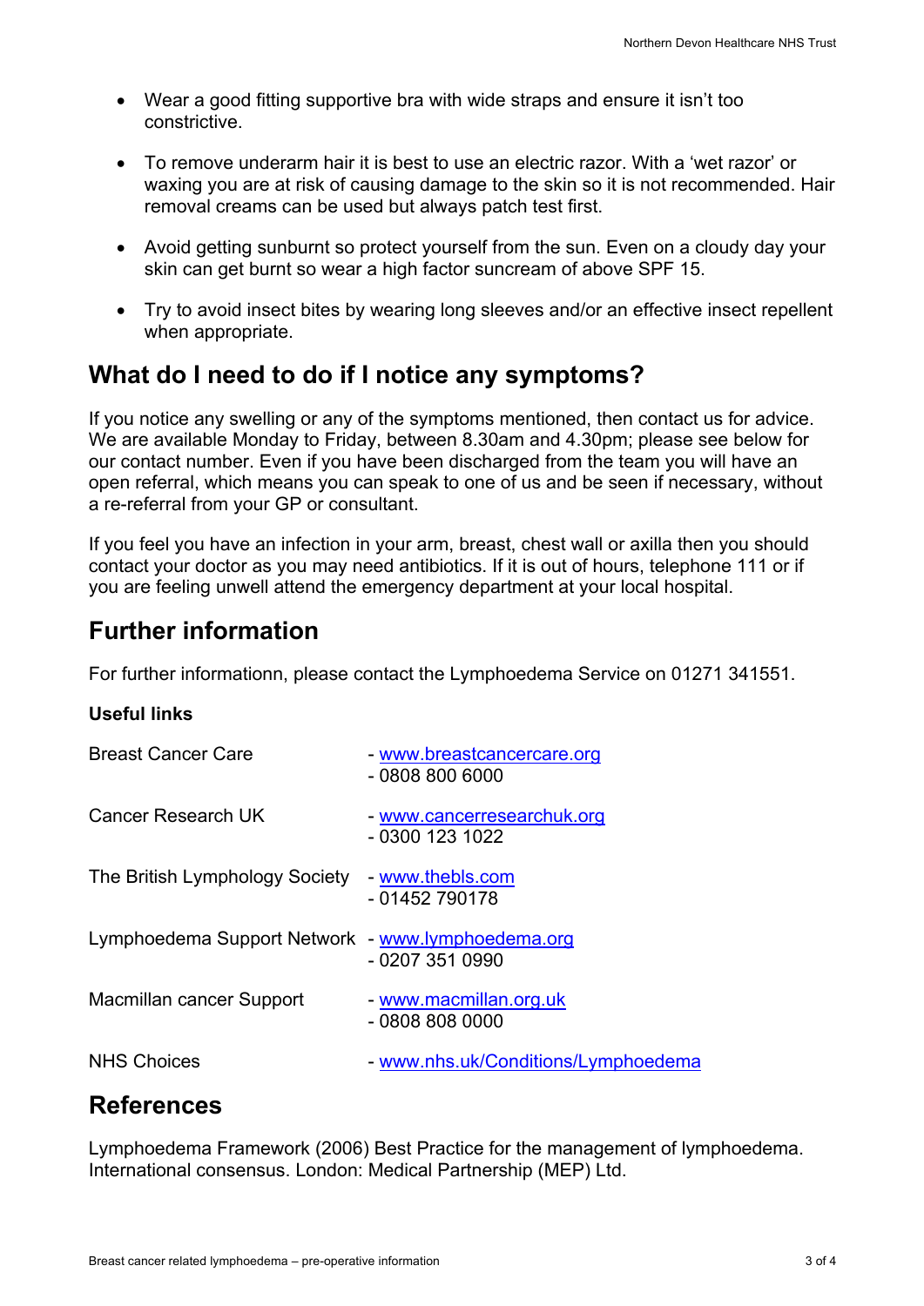- Wear a good fitting supportive bra with wide straps and ensure it isn't too constrictive.
- To remove underarm hair it is best to use an electric razor. With a 'wet razor' or waxing you are at risk of causing damage to the skin so it is not recommended. Hair removal creams can be used but always patch test first.
- Avoid getting sunburnt so protect yourself from the sun. Even on a cloudy day your skin can get burnt so wear a high factor suncream of above SPF 15.
- Try to avoid insect bites by wearing long sleeves and/or an effective insect repellent when appropriate.

## What do I need to do if I notice any symptoms?

If you notice any swelling or any of the symptoms mentioned, then contact us for advice. We are available Monday to Friday, between 8.30am and 4.30pm; please see below for our contact number. Even if you have been discharged from the team you will have an open referral, which means you can speak to one of us and be seen if necessary, without a re-referral from your GP or consultant.

If you feel you have an infection in your arm, breast, chest wall or axilla then you should contact your doctor as you may need antibiotics. If it is out of hours, telephone 111 or if you are feeling unwell attend the emergency department at your local hospital.

## Further information

For further informationn, please contact the Lymphoedema Service on 01271 341551.

**Useful links**

| | |
|---|---|
| Breast Cancer Care | - www.breastcancercare.org<br>- 0808 800 6000 |
| Cancer Research UK | - www.cancerresearchuk.org<br>- 0300 123 1022 |
| The British Lymphology Society | - www.thebls.com<br>- 01452 790178 |
| Lymphoedema Support Network | - www.lymphoedema.org<br>- 0207 351 0990 |
| Macmillan cancer Support | - www.macmillan.org.uk<br>- 0808 808 0000 |
| NHS Choices | - www.nhs.uk/Conditions/Lymphoedema |

## References

Lymphoedema Framework (2006) Best Practice for the management of lymphoedema. International consensus. London: Medical Partnership (MEP) Ltd.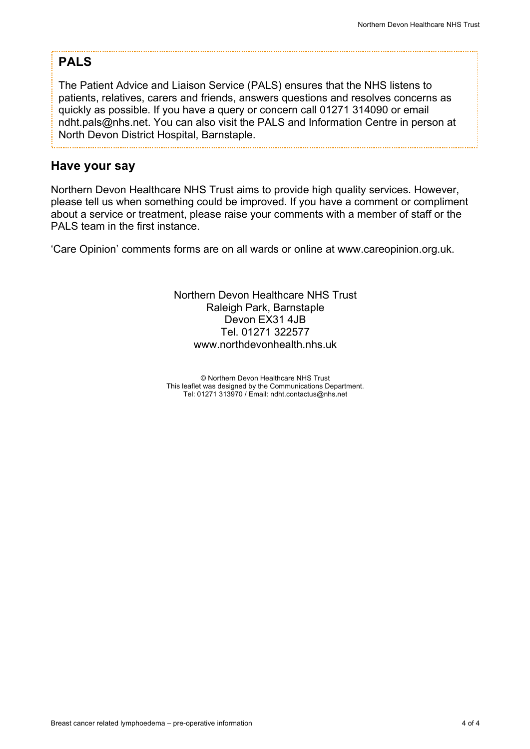## PALS

The Patient Advice and Liaison Service (PALS) ensures that the NHS listens to patients, relatives, carers and friends, answers questions and resolves concerns as quickly as possible. If you have a query or concern call 01271 314090 or email ndht.pals@nhs.net. You can also visit the PALS and Information Centre in person at North Devon District Hospital, Barnstaple.

## Have your say

Northern Devon Healthcare NHS Trust aims to provide high quality services. However, please tell us when something could be improved. If you have a comment or compliment about a service or treatment, please raise your comments with a member of staff or the PALS team in the first instance.

'Care Opinion' comments forms are on all wards or online at www.careopinion.org.uk.

Northern Devon Healthcare NHS Trust
Raleigh Park, Barnstaple
Devon EX31 4JB
Tel. 01271 322577
www.northdevonhealth.nhs.uk

© Northern Devon Healthcare NHS Trust
This leaflet was designed by the Communications Department.
Tel: 01271 313970 / Email: ndht.contactus@nhs.net